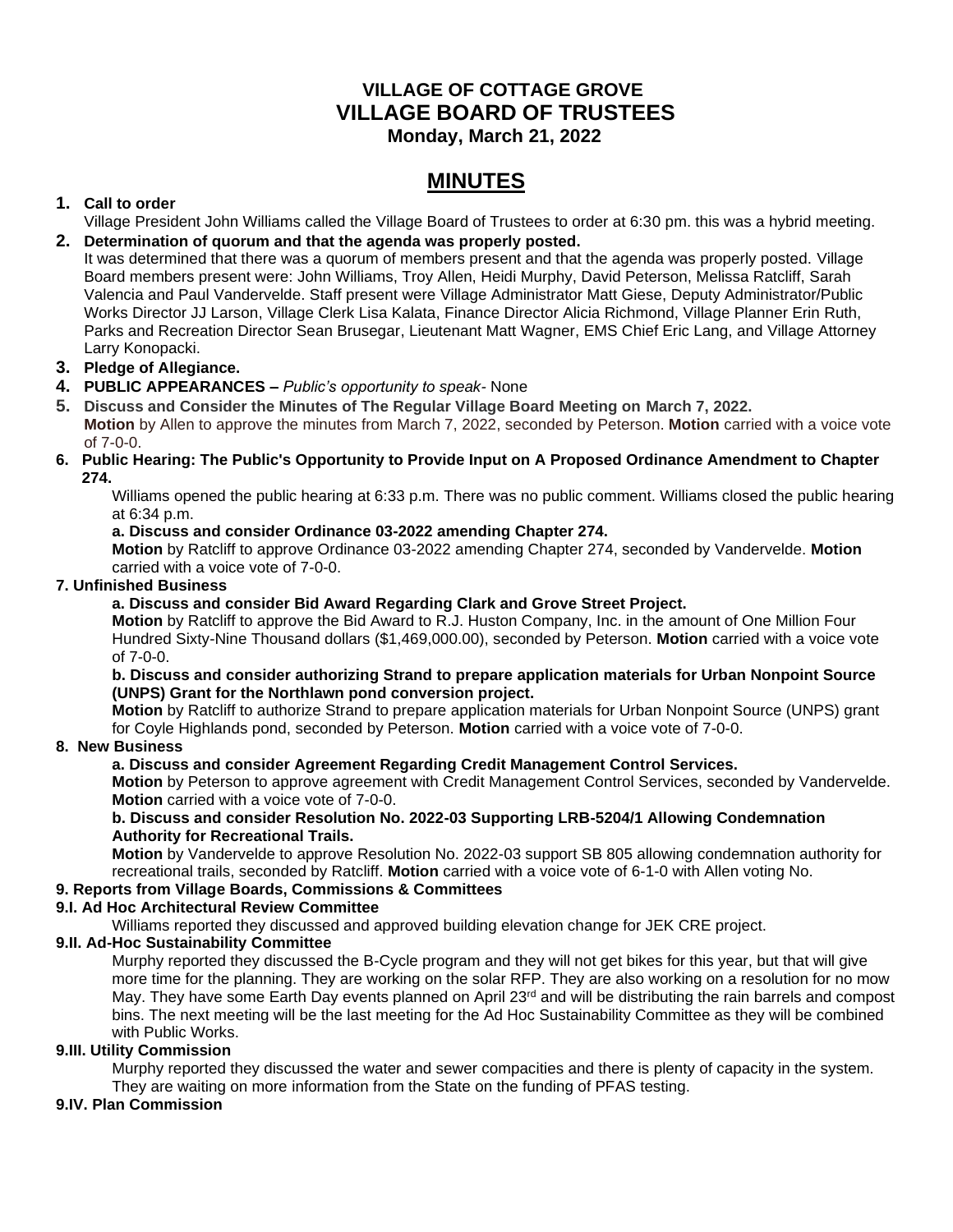# VILLAGE OF COTTAGE GROVE
# VILLAGE BOARD OF TRUSTEES
### Monday, March 21, 2022

# MINUTES

1. **Call to order**
   Village President John Williams called the Village Board of Trustees to order at 6:30 pm. this was a hybrid meeting.
2. **Determination of quorum and that the agenda was properly posted.**
   It was determined that there was a quorum of members present and that the agenda was properly posted. Village Board members present were: John Williams, Troy Allen, Heidi Murphy, David Peterson, Melissa Ratcliff, Sarah Valencia and Paul Vandervelde. Staff present were Village Administrator Matt Giese, Deputy Administrator/Public Works Director JJ Larson, Village Clerk Lisa Kalata, Finance Director Alicia Richmond, Village Planner Erin Ruth, Parks and Recreation Director Sean Brusegar, Lieutenant Matt Wagner, EMS Chief Eric Lang, and Village Attorney Larry Konopacki.
3. **Pledge of Allegiance.**
4. **PUBLIC APPEARANCES –** *Public's opportunity to speak*- None
5. **Discuss and Consider the Minutes of The Regular Village Board Meeting on March 7, 2022.**
   **Motion** by Allen to approve the minutes from March 7, 2022, seconded by Peterson. **Motion** carried with a voice vote of 7-0-0.
6. **Public Hearing: The Public's Opportunity to Provide Input on A Proposed Ordinance Amendment to Chapter 274.**
   Williams opened the public hearing at 6:33 p.m. There was no public comment. Williams closed the public hearing at 6:34 p.m.
   **a. Discuss and consider Ordinance 03-2022 amending Chapter 274.**
   **Motion** by Ratcliff to approve Ordinance 03-2022 amending Chapter 274, seconded by Vandervelde. **Motion** carried with a voice vote of 7-0-0.

**7. Unfinished Business**

**a. Discuss and consider Bid Award Regarding Clark and Grove Street Project.**
**Motion** by Ratcliff to approve the Bid Award to R.J. Huston Company, Inc. in the amount of One Million Four Hundred Sixty-Nine Thousand dollars ($1,469,000.00), seconded by Peterson. **Motion** carried with a voice vote of 7-0-0.

**b. Discuss and consider authorizing Strand to prepare application materials for Urban Nonpoint Source (UNPS) Grant for the Northlawn pond conversion project.**
**Motion** by Ratcliff to authorize Strand to prepare application materials for Urban Nonpoint Source (UNPS) grant for Coyle Highlands pond, seconded by Peterson. **Motion** carried with a voice vote of 7-0-0.

**8. New Business**

**a. Discuss and consider Agreement Regarding Credit Management Control Services.**
**Motion** by Peterson to approve agreement with Credit Management Control Services, seconded by Vandervelde. **Motion** carried with a voice vote of 7-0-0.

**b. Discuss and consider Resolution No. 2022-03 Supporting LRB-5204/1 Allowing Condemnation Authority for Recreational Trails.**
**Motion** by Vandervelde to approve Resolution No. 2022-03 support SB 805 allowing condemnation authority for recreational trails, seconded by Ratcliff. **Motion** carried with a voice vote of 6-1-0 with Allen voting No.

**9. Reports from Village Boards, Commissions & Committees**

**9.I. Ad Hoc Architectural Review Committee**

Williams reported they discussed and approved building elevation change for JEK CRE project.

**9.II. Ad-Hoc Sustainability Committee**

Murphy reported they discussed the B-Cycle program and they will not get bikes for this year, but that will give more time for the planning. They are working on the solar RFP. They are also working on a resolution for no mow May. They have some Earth Day events planned on April 23rd and will be distributing the rain barrels and compost bins. The next meeting will be the last meeting for the Ad Hoc Sustainability Committee as they will be combined with Public Works.

**9.III. Utility Commission**

Murphy reported they discussed the water and sewer compacities and there is plenty of capacity in the system. They are waiting on more information from the State on the funding of PFAS testing.

**9.IV. Plan Commission**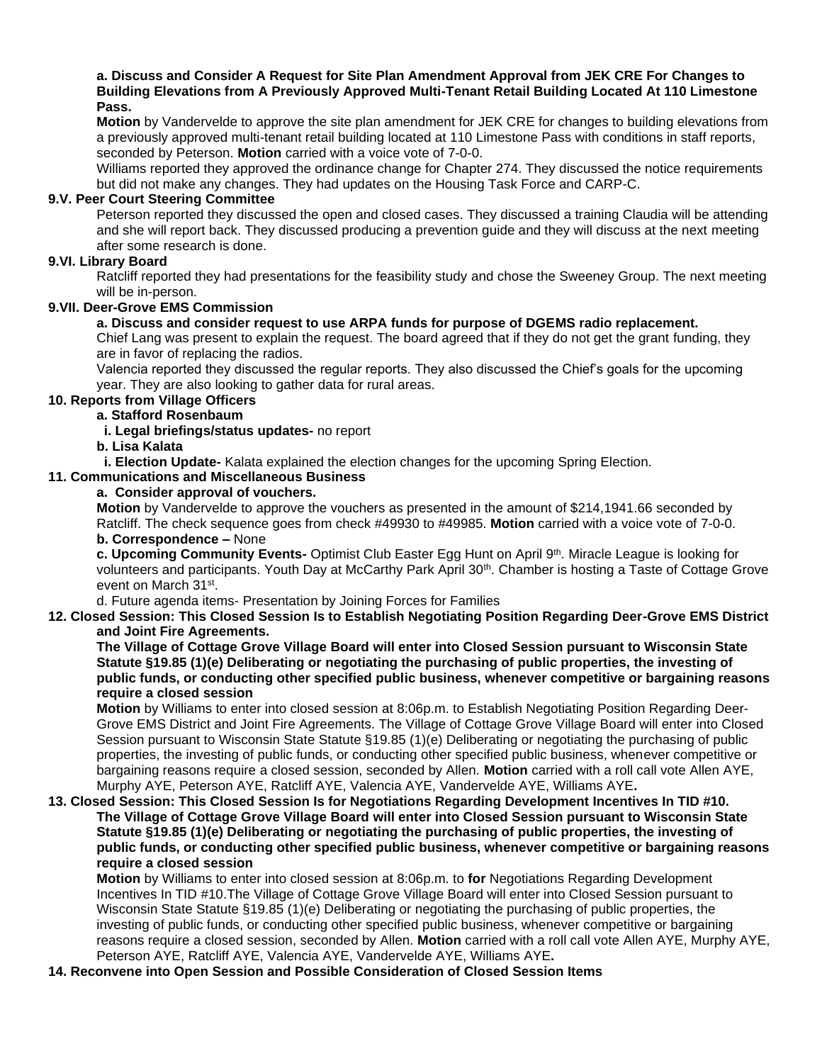**a. Discuss and Consider A Request for Site Plan Amendment Approval from JEK CRE For Changes to Building Elevations from A Previously Approved Multi-Tenant Retail Building Located At 110 Limestone Pass.**

**Motion** by Vandervelde to approve the site plan amendment for JEK CRE for changes to building elevations from a previously approved multi-tenant retail building located at 110 Limestone Pass with conditions in staff reports, seconded by Peterson. **Motion** carried with a voice vote of 7-0-0.

Williams reported they approved the ordinance change for Chapter 274. They discussed the notice requirements but did not make any changes. They had updates on the Housing Task Force and CARP-C.

**9.V. Peer Court Steering Committee**

Peterson reported they discussed the open and closed cases. They discussed a training Claudia will be attending and she will report back. They discussed producing a prevention guide and they will discuss at the next meeting after some research is done.

**9.VI. Library Board**

Ratcliff reported they had presentations for the feasibility study and chose the Sweeney Group. The next meeting will be in-person.

**9.VII. Deer-Grove EMS Commission**

**a. Discuss and consider request to use ARPA funds for purpose of DGEMS radio replacement.**

Chief Lang was present to explain the request. The board agreed that if they do not get the grant funding, they are in favor of replacing the radios.

Valencia reported they discussed the regular reports. They also discussed the Chief's goals for the upcoming year. They are also looking to gather data for rural areas.

**10. Reports from Village Officers**

**a. Stafford Rosenbaum**

**i. Legal briefings/status updates-** no report

**b. Lisa Kalata**

**i. Election Update-** Kalata explained the election changes for the upcoming Spring Election.

**11. Communications and Miscellaneous Business**

**a. Consider approval of vouchers.**

**Motion** by Vandervelde to approve the vouchers as presented in the amount of $214,1941.66 seconded by Ratcliff. The check sequence goes from check #49930 to #49985. **Motion** carried with a voice vote of 7-0-0.

**b. Correspondence –** None

**c. Upcoming Community Events-** Optimist Club Easter Egg Hunt on April 9th. Miracle League is looking for volunteers and participants. Youth Day at McCarthy Park April 30th. Chamber is hosting a Taste of Cottage Grove event on March 31st.

d. Future agenda items- Presentation by Joining Forces for Families

**12. Closed Session: This Closed Session Is to Establish Negotiating Position Regarding Deer-Grove EMS District and Joint Fire Agreements.**

**The Village of Cottage Grove Village Board will enter into Closed Session pursuant to Wisconsin State Statute §19.85 (1)(e) Deliberating or negotiating the purchasing of public properties, the investing of public funds, or conducting other specified public business, whenever competitive or bargaining reasons require a closed session**

**Motion** by Williams to enter into closed session at 8:06p.m. to Establish Negotiating Position Regarding Deer-Grove EMS District and Joint Fire Agreements. The Village of Cottage Grove Village Board will enter into Closed Session pursuant to Wisconsin State Statute §19.85 (1)(e) Deliberating or negotiating the purchasing of public properties, the investing of public funds, or conducting other specified public business, whenever competitive or bargaining reasons require a closed session, seconded by Allen. **Motion** carried with a roll call vote Allen AYE, Murphy AYE, Peterson AYE, Ratcliff AYE, Valencia AYE, Vandervelde AYE, Williams AYE**.**

**13. Closed Session: This Closed Session Is for Negotiations Regarding Development Incentives In TID #10. The Village of Cottage Grove Village Board will enter into Closed Session pursuant to Wisconsin State Statute §19.85 (1)(e) Deliberating or negotiating the purchasing of public properties, the investing of public funds, or conducting other specified public business, whenever competitive or bargaining reasons require a closed session**

**Motion** by Williams to enter into closed session at 8:06p.m. to **for** Negotiations Regarding Development Incentives In TID #10.The Village of Cottage Grove Village Board will enter into Closed Session pursuant to Wisconsin State Statute §19.85 (1)(e) Deliberating or negotiating the purchasing of public properties, the investing of public funds, or conducting other specified public business, whenever competitive or bargaining reasons require a closed session, seconded by Allen. **Motion** carried with a roll call vote Allen AYE, Murphy AYE, Peterson AYE, Ratcliff AYE, Valencia AYE, Vandervelde AYE, Williams AYE**.**

**14. Reconvene into Open Session and Possible Consideration of Closed Session Items**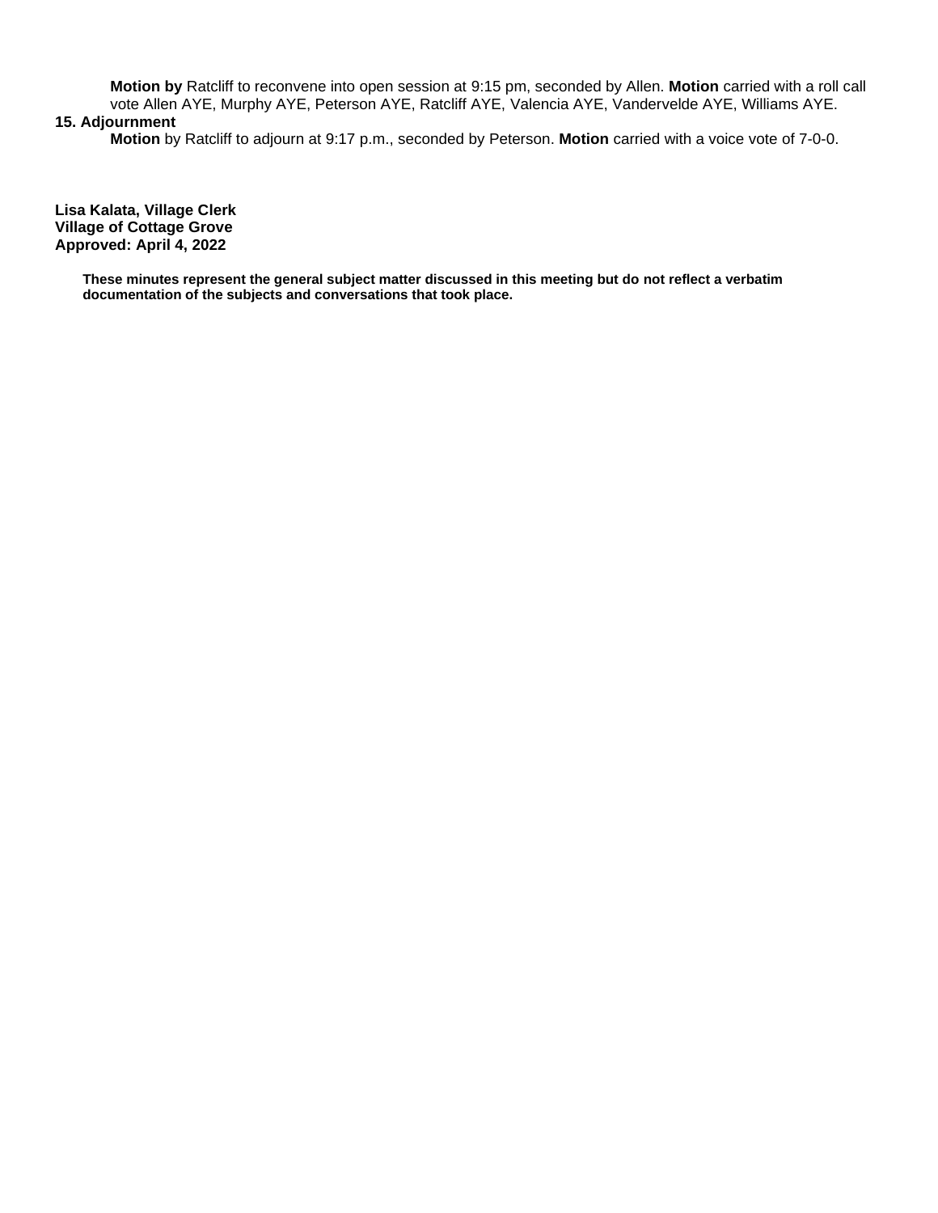**Motion by** Ratcliff to reconvene into open session at 9:15 pm, seconded by Allen. **Motion** carried with a roll call vote Allen AYE, Murphy AYE, Peterson AYE, Ratcliff AYE, Valencia AYE, Vandervelde AYE, Williams AYE.

**15. Adjournment**

**Motion** by Ratcliff to adjourn at 9:17 p.m., seconded by Peterson. **Motion** carried with a voice vote of 7-0-0.

**Lisa Kalata, Village Clerk**
**Village of Cottage Grove**
**Approved: April 4, 2022**

**These minutes represent the general subject matter discussed in this meeting but do not reflect a verbatim documentation of the subjects and conversations that took place.**